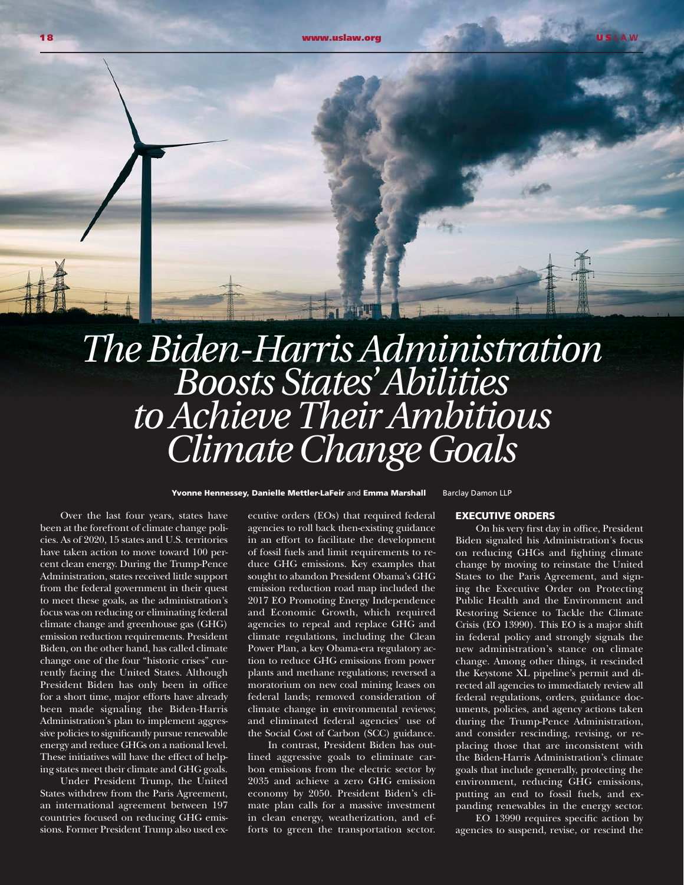# The Biden-Harris Administration Boosts States' Abilities to Achieve Their Ambitious Climate Change Goals

**Yvonne Hennessey, Danielle Mettler-LaFeir** and **Emma Marshall** Barclay Damon LLP

Over the last four years, states have been at the forefront of climate change policies. As of 2020, 15 states and U.S. territories have taken action to move toward 100 percent clean energy. During the Trump-Pence Administration, states received little support from the federal government in their quest to meet these goals, as the administration's focus was on reducing or eliminating federal climate change and greenhouse gas (GHG) emission reduction requirements. President Biden, on the other hand, has called climate change one of the four "historic crises" currently facing the United States. Although President Biden has only been in office for a short time, major efforts have already been made signaling the Biden-Harris Administration's plan to implement aggressive policies to significantly pursue renewable energy and reduce GHGs on a national level. These initiatives will have the effect of helping states meet their climate and GHG goals.

Under President Trump, the United States withdrew from the Paris Agreement, an international agreement between 197 countries focused on reducing GHG emissions. Former President Trump also used executive orders (EOs) that required federal agencies to roll back then-existing guidance in an effort to facilitate the development of fossil fuels and limit requirements to reduce GHG emissions. Key examples that sought to abandon President Obama's GHG emission reduction road map included the 2017 EO Promoting Energy Independence and Economic Growth, which required agencies to repeal and replace GHG and climate regulations, including the Clean Power Plan, a key Obama-era regulatory action to reduce GHG emissions from power plants and methane regulations; reversed a moratorium on new coal mining leases on federal lands; removed consideration of climate change in environmental reviews; and eliminated federal agencies' use of the Social Cost of Carbon (SCC) guidance.

In contrast, President Biden has outlined aggressive goals to eliminate carbon emissions from the electric sector by 2035 and achieve a zero GHG emission economy by 2050. President Biden's climate plan calls for a massive investment in clean energy, weatherization, and efforts to green the transportation sector.

## EXECUTIVE ORDERS

On his very first day in office, President Biden signaled his Administration's focus on reducing GHGs and fighting climate change by moving to reinstate the United States to the Paris Agreement, and signing the Executive Order on Protecting Public Health and the Environment and Restoring Science to Tackle the Climate Crisis (EO 13990). This EO is a major shift in federal policy and strongly signals the new administration's stance on climate change. Among other things, it rescinded the Keystone XL pipeline's permit and directed all agencies to immediately review all federal regulations, orders, guidance documents, policies, and agency actions taken during the Trump-Pence Administration, and consider rescinding, revising, or replacing those that are inconsistent with the Biden-Harris Administration's climate goals that include generally, protecting the environment, reducing GHG emissions, putting an end to fossil fuels, and expanding renewables in the energy sector.

EO 13990 requires specific action by agencies to suspend, revise, or rescind the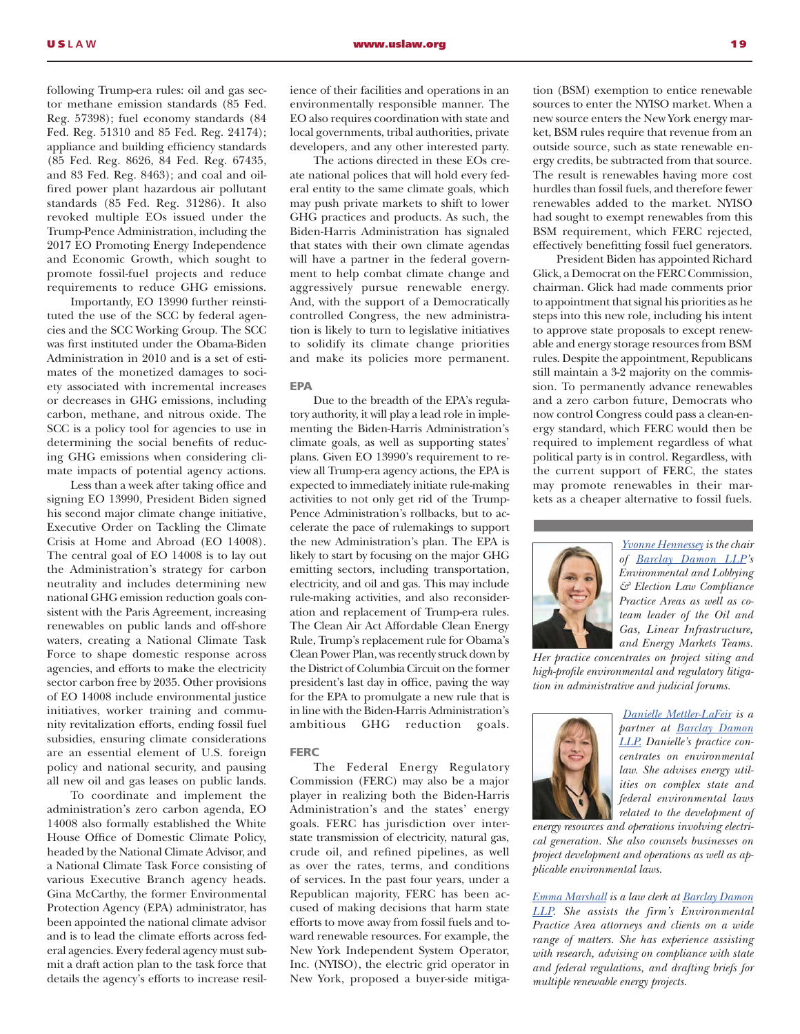following Trump-era rules: oil and gas sector methane emission standards (85 Fed. Reg. 57398); fuel economy standards (84 Fed. Reg. 51310 and 85 Fed. Reg. 24174); appliance and building efficiency standards (85 Fed. Reg. 8626, 84 Fed. Reg. 67435, and 83 Fed. Reg. 8463); and coal and oil-fired power plant hazardous air pollutant standards (85 Fed. Reg. 31286). It also revoked multiple EOs issued under the Trump-Pence Administration, including the 2017 EO Promoting Energy Independence and Economic Growth, which sought to promote fossil-fuel projects and reduce requirements to reduce GHG emissions.

Importantly, EO 13990 further reinstituted the use of the SCC by federal agencies and the SCC Working Group. The SCC was first instituted under the Obama-Biden Administration in 2010 and is a set of estimates of the monetized damages to society associated with incremental increases or decreases in GHG emissions, including carbon, methane, and nitrous oxide. The SCC is a policy tool for agencies to use in determining the social benefits of reducing GHG emissions when considering climate impacts of potential agency actions.

Less than a week after taking office and signing EO 13990, President Biden signed his second major climate change initiative, Executive Order on Tackling the Climate Crisis at Home and Abroad (EO 14008). The central goal of EO 14008 is to lay out the Administration's strategy for carbon neutrality and includes determining new national GHG emission reduction goals consistent with the Paris Agreement, increasing renewables on public lands and off-shore waters, creating a National Climate Task Force to shape domestic response across agencies, and efforts to make the electricity sector carbon free by 2035. Other provisions of EO 14008 include environmental justice initiatives, worker training and community revitalization efforts, ending fossil fuel subsidies, ensuring climate considerations are an essential element of U.S. foreign policy and national security, and pausing all new oil and gas leases on public lands.

To coordinate and implement the administration's zero carbon agenda, EO 14008 also formally established the White House Office of Domestic Climate Policy, headed by the National Climate Advisor, and a National Climate Task Force consisting of various Executive Branch agency heads. Gina McCarthy, the former Environmental Protection Agency (EPA) administrator, has been appointed the national climate advisor and is to lead the climate efforts across federal agencies. Every federal agency must submit a draft action plan to the task force that details the agency's efforts to increase resilience of their facilities and operations in an environmentally responsible manner. The EO also requires coordination with state and local governments, tribal authorities, private developers, and any other interested party.

The actions directed in these EOs create national polices that will hold every federal entity to the same climate goals, which may push private markets to shift to lower GHG practices and products. As such, the Biden-Harris Administration has signaled that states with their own climate agendas will have a partner in the federal government to help combat climate change and aggressively pursue renewable energy. And, with the support of a Democratically controlled Congress, the new administration is likely to turn to legislative initiatives to solidify its climate change priorities and make its policies more permanent.

## EPA

Due to the breadth of the EPA's regulatory authority, it will play a lead role in implementing the Biden-Harris Administration's climate goals, as well as supporting states' plans. Given EO 13990's requirement to review all Trump-era agency actions, the EPA is expected to immediately initiate rule-making activities to not only get rid of the Trump-Pence Administration's rollbacks, but to accelerate the pace of rulemakings to support the new Administration's plan. The EPA is likely to start by focusing on the major GHG emitting sectors, including transportation, electricity, and oil and gas. This may include rule-making activities, and also reconsideration and replacement of Trump-era rules. The Clean Air Act Affordable Clean Energy Rule, Trump's replacement rule for Obama's Clean Power Plan, was recently struck down by the District of Columbia Circuit on the former president's last day in office, paving the way for the EPA to promulgate a new rule that is in line with the Biden-Harris Administration's ambitious GHG reduction goals.

## FERC

The Federal Energy Regulatory Commission (FERC) may also be a major player in realizing both the Biden-Harris Administration's and the states' energy goals. FERC has jurisdiction over interstate transmission of electricity, natural gas, crude oil, and refined pipelines, as well as over the rates, terms, and conditions of services. In the past four years, under a Republican majority, FERC has been accused of making decisions that harm state efforts to move away from fossil fuels and toward renewable resources. For example, the New York Independent System Operator, Inc. (NYISO), the electric grid operator in New York, proposed a buyer-side mitigation (BSM) exemption to entice renewable sources to enter the NYISO market. When a new source enters the New York energy market, BSM rules require that revenue from an outside source, such as state renewable energy credits, be subtracted from that source. The result is renewables having more cost hurdles than fossil fuels, and therefore fewer renewables added to the market. NYISO had sought to exempt renewables from this BSM requirement, which FERC rejected, effectively benefitting fossil fuel generators.

President Biden has appointed Richard Glick, a Democrat on the FERC Commission, chairman. Glick had made comments prior to appointment that signal his priorities as he steps into this new role, including his intent to approve state proposals to except renewable and energy storage resources from BSM rules. Despite the appointment, Republicans still maintain a 3-2 majority on the commission. To permanently advance renewables and a zero carbon future, Democrats who now control Congress could pass a clean-energy standard, which FERC would then be required to implement regardless of what political party is in control. Regardless, with the current support of FERC, the states may promote renewables in their markets as a cheaper alternative to fossil fuels.

---

*Yvonne Hennessey is the chair of Barclay Damon LLP's Environmental and Lobbying & Election Law Compliance Practice Areas as well as co-team leader of the Oil and Gas, Linear Infrastructure, and Energy Markets Teams. Her practice concentrates on project siting and high-profile environmental and regulatory litigation in administrative and judicial forums.*

*Danielle Mettler-LaFeir is a partner at Barclay Damon LLP. Danielle's practice concentrates on environmental law. She advises energy utilities on complex state and federal environmental laws related to the development of energy resources and operations involving electrical generation. She also counsels businesses on project development and operations as well as applicable environmental laws.*

*Emma Marshall is a law clerk at Barclay Damon LLP. She assists the firm's Environmental Practice Area attorneys and clients on a wide range of matters. She has experience assisting with research, advising on compliance with state and federal regulations, and drafting briefs for multiple renewable energy projects.*